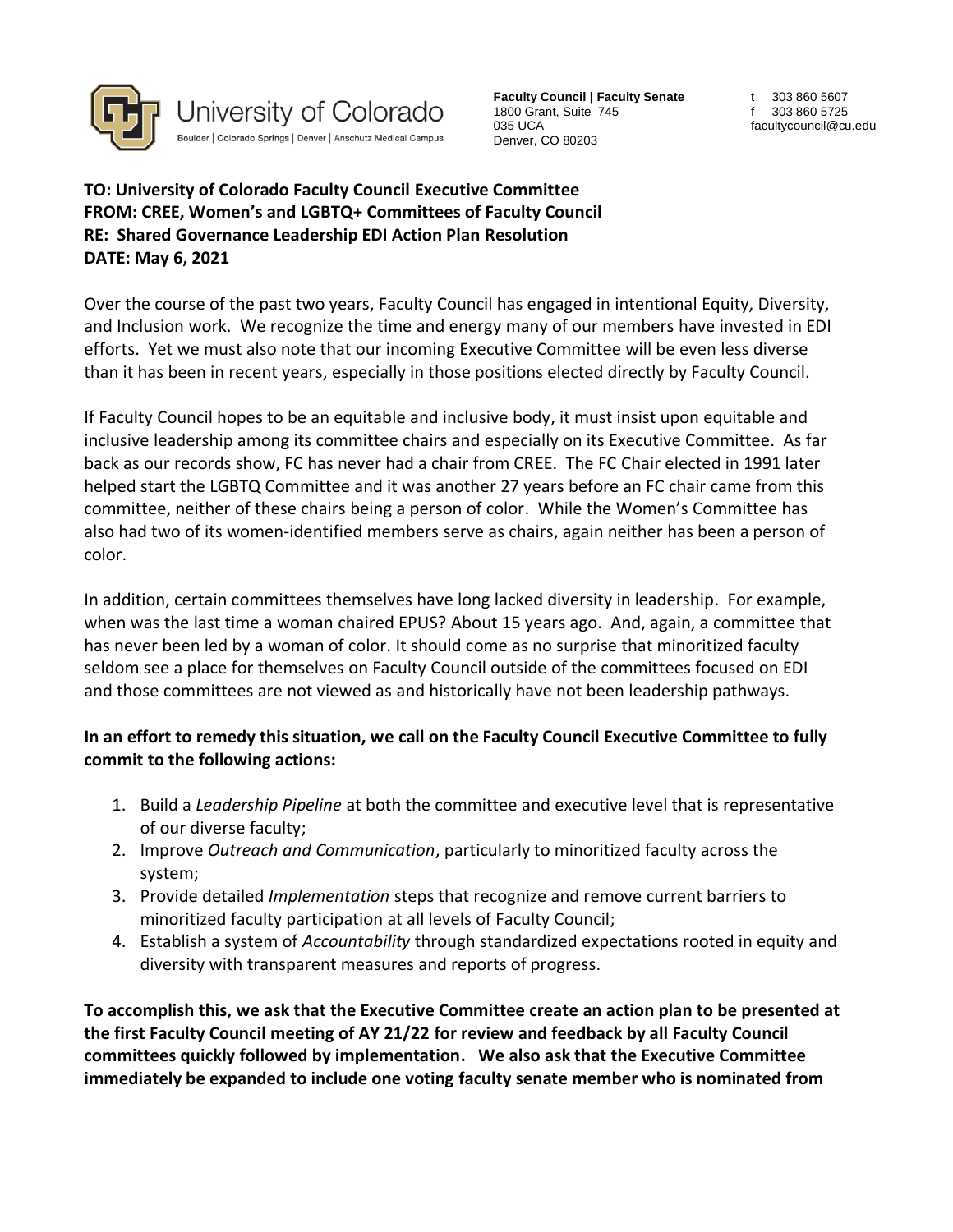University of Colorado
Boulder | Colorado Springs | Denver | Anschutz Medical Campus

**Faculty Council | Faculty Senate**
1800 Grant, Suite 745
035 UCA
Denver, CO 80203

t 303 860 5607
f 303 860 5725
facultycouncil@cu.edu

**TO: University of Colorado Faculty Council Executive Committee**
**FROM: CREE, Women's and LGBTQ+ Committees of Faculty Council**
**RE: Shared Governance Leadership EDI Action Plan Resolution**
**DATE: May 6, 2021**

Over the course of the past two years, Faculty Council has engaged in intentional Equity, Diversity, and Inclusion work. We recognize the time and energy many of our members have invested in EDI efforts. Yet we must also note that our incoming Executive Committee will be even less diverse than it has been in recent years, especially in those positions elected directly by Faculty Council.

If Faculty Council hopes to be an equitable and inclusive body, it must insist upon equitable and inclusive leadership among its committee chairs and especially on its Executive Committee. As far back as our records show, FC has never had a chair from CREE. The FC Chair elected in 1991 later helped start the LGBTQ Committee and it was another 27 years before an FC chair came from this committee, neither of these chairs being a person of color. While the Women's Committee has also had two of its women-identified members serve as chairs, again neither has been a person of color.

In addition, certain committees themselves have long lacked diversity in leadership. For example, when was the last time a woman chaired EPUS? About 15 years ago. And, again, a committee that has never been led by a woman of color. It should come as no surprise that minoritized faculty seldom see a place for themselves on Faculty Council outside of the committees focused on EDI and those committees are not viewed as and historically have not been leadership pathways.

**In an effort to remedy this situation, we call on the Faculty Council Executive Committee to fully commit to the following actions:**

1. Build a *Leadership Pipeline* at both the committee and executive level that is representative of our diverse faculty;
2. Improve *Outreach and Communication*, particularly to minoritized faculty across the system;
3. Provide detailed *Implementation* steps that recognize and remove current barriers to minoritized faculty participation at all levels of Faculty Council;
4. Establish a system of *Accountability* through standardized expectations rooted in equity and diversity with transparent measures and reports of progress.

**To accomplish this, we ask that the Executive Committee create an action plan to be presented at the first Faculty Council meeting of AY 21/22 for review and feedback by all Faculty Council committees quickly followed by implementation. We also ask that the Executive Committee immediately be expanded to include one voting faculty senate member who is nominated from**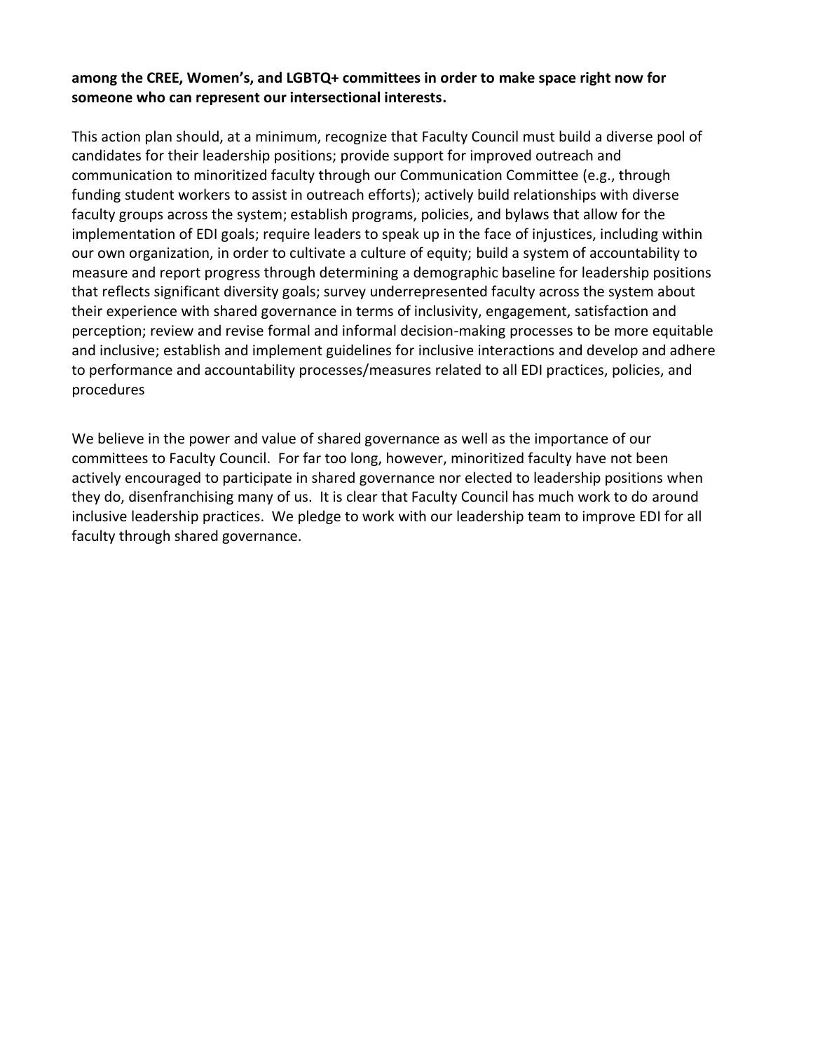**among the CREE, Women's, and LGBTQ+ committees in order to make space right now for someone who can represent our intersectional interests.**

This action plan should, at a minimum, recognize that Faculty Council must build a diverse pool of candidates for their leadership positions; provide support for improved outreach and communication to minoritized faculty through our Communication Committee (e.g., through funding student workers to assist in outreach efforts); actively build relationships with diverse faculty groups across the system; establish programs, policies, and bylaws that allow for the implementation of EDI goals; require leaders to speak up in the face of injustices, including within our own organization, in order to cultivate a culture of equity; build a system of accountability to measure and report progress through determining a demographic baseline for leadership positions that reflects significant diversity goals; survey underrepresented faculty across the system about their experience with shared governance in terms of inclusivity, engagement, satisfaction and perception; review and revise formal and informal decision-making processes to be more equitable and inclusive; establish and implement guidelines for inclusive interactions and develop and adhere to performance and accountability processes/measures related to all EDI practices, policies, and procedures

We believe in the power and value of shared governance as well as the importance of our committees to Faculty Council. For far too long, however, minoritized faculty have not been actively encouraged to participate in shared governance nor elected to leadership positions when they do, disenfranchising many of us. It is clear that Faculty Council has much work to do around inclusive leadership practices. We pledge to work with our leadership team to improve EDI for all faculty through shared governance.